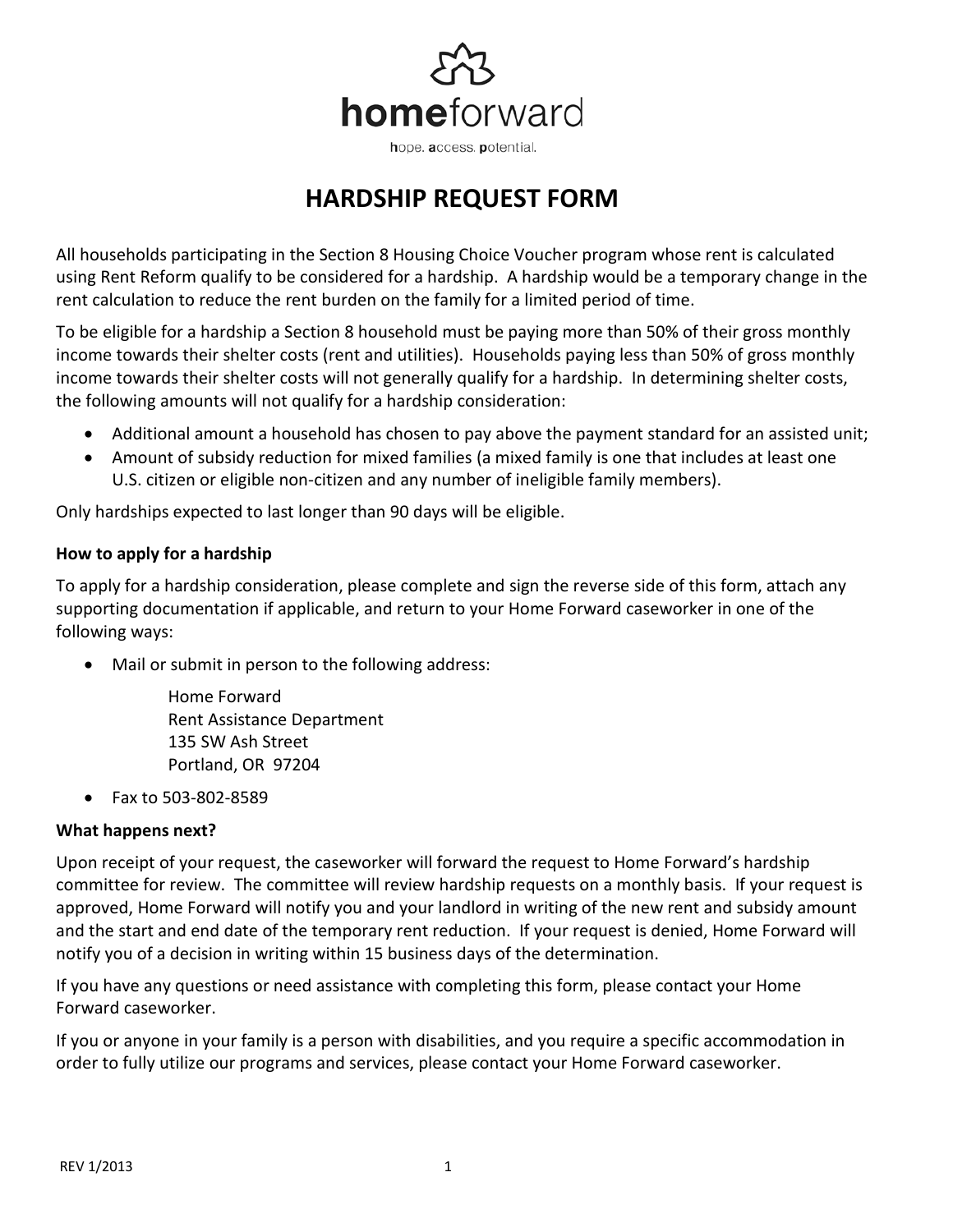**home**forward

hope. access. potential.

# HARDSHIP REQUEST FORM

All households participating in the Section 8 Housing Choice Voucher program whose rent is calculated using Rent Reform qualify to be considered for a hardship. A hardship would be a temporary change in the rent calculation to reduce the rent burden on the family for a limited period of time.

To be eligible for a hardship a Section 8 household must be paying more than 50% of their gross monthly income towards their shelter costs (rent and utilities). Households paying less than 50% of gross monthly income towards their shelter costs will not generally qualify for a hardship. In determining shelter costs, the following amounts will not qualify for a hardship consideration:

- Additional amount a household has chosen to pay above the payment standard for an assisted unit;
- Amount of subsidy reduction for mixed families (a mixed family is one that includes at least one U.S. citizen or eligible non-citizen and any number of ineligible family members).

Only hardships expected to last longer than 90 days will be eligible.

**How to apply for a hardship**

To apply for a hardship consideration, please complete and sign the reverse side of this form, attach any supporting documentation if applicable, and return to your Home Forward caseworker in one of the following ways:

- Mail or submit in person to the following address:

  Home Forward
  Rent Assistance Department
  135 SW Ash Street
  Portland, OR 97204

- Fax to 503-802-8589

**What happens next?**

Upon receipt of your request, the caseworker will forward the request to Home Forward's hardship committee for review. The committee will review hardship requests on a monthly basis. If your request is approved, Home Forward will notify you and your landlord in writing of the new rent and subsidy amount and the start and end date of the temporary rent reduction. If your request is denied, Home Forward will notify you of a decision in writing within 15 business days of the determination.

If you have any questions or need assistance with completing this form, please contact your Home Forward caseworker.

If you or anyone in your family is a person with disabilities, and you require a specific accommodation in order to fully utilize our programs and services, please contact your Home Forward caseworker.

REV 1/2013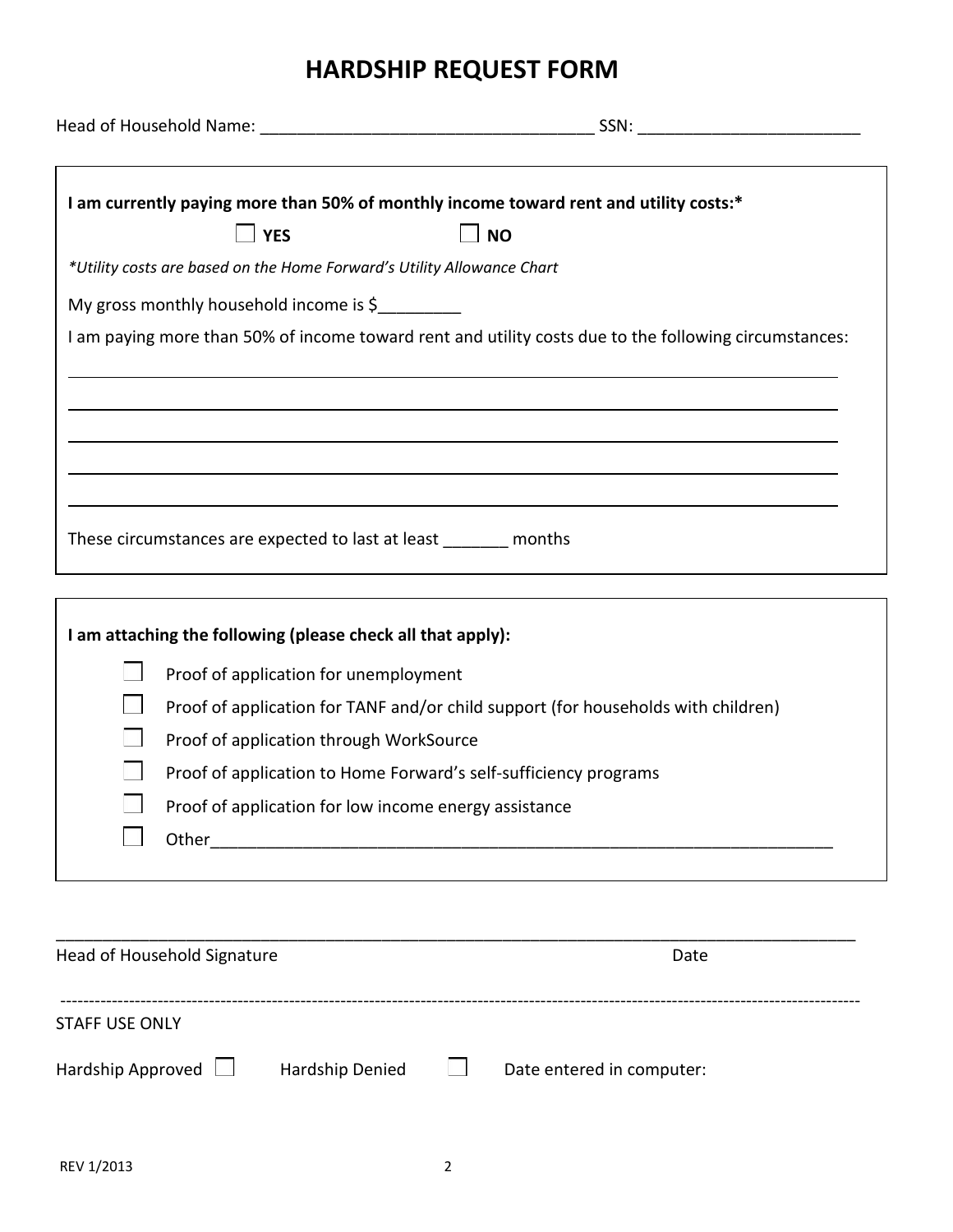# HARDSHIP REQUEST FORM

Head of Household Name: ___________________________________ SSN: ________________________

**I am currently paying more than 50% of monthly income toward rent and utility costs:***

☐ **YES** ☐ **NO**

*\*Utility costs are based on the Home Forward's Utility Allowance Chart*

My gross monthly household income is $_________

I am paying more than 50% of income toward rent and utility costs due to the following circumstances:

_____________________________________________________________________________

_____________________________________________________________________________

_____________________________________________________________________________

_____________________________________________________________________________

_____________________________________________________________________________

These circumstances are expected to last at least _______ months

**I am attaching the following (please check all that apply):**

- ☐ Proof of application for unemployment
- ☐ Proof of application for TANF and/or child support (for households with children)
- ☐ Proof of application through WorkSource
- ☐ Proof of application to Home Forward's self-sufficiency programs
- ☐ Proof of application for low income energy assistance
- ☐ Other_____________________________________________________________________

_____________________________________________________________________________

Head of Household Signature Date

---

STAFF USE ONLY

Hardship Approved ☐ Hardship Denied ☐ Date entered in computer:

REV 1/2013